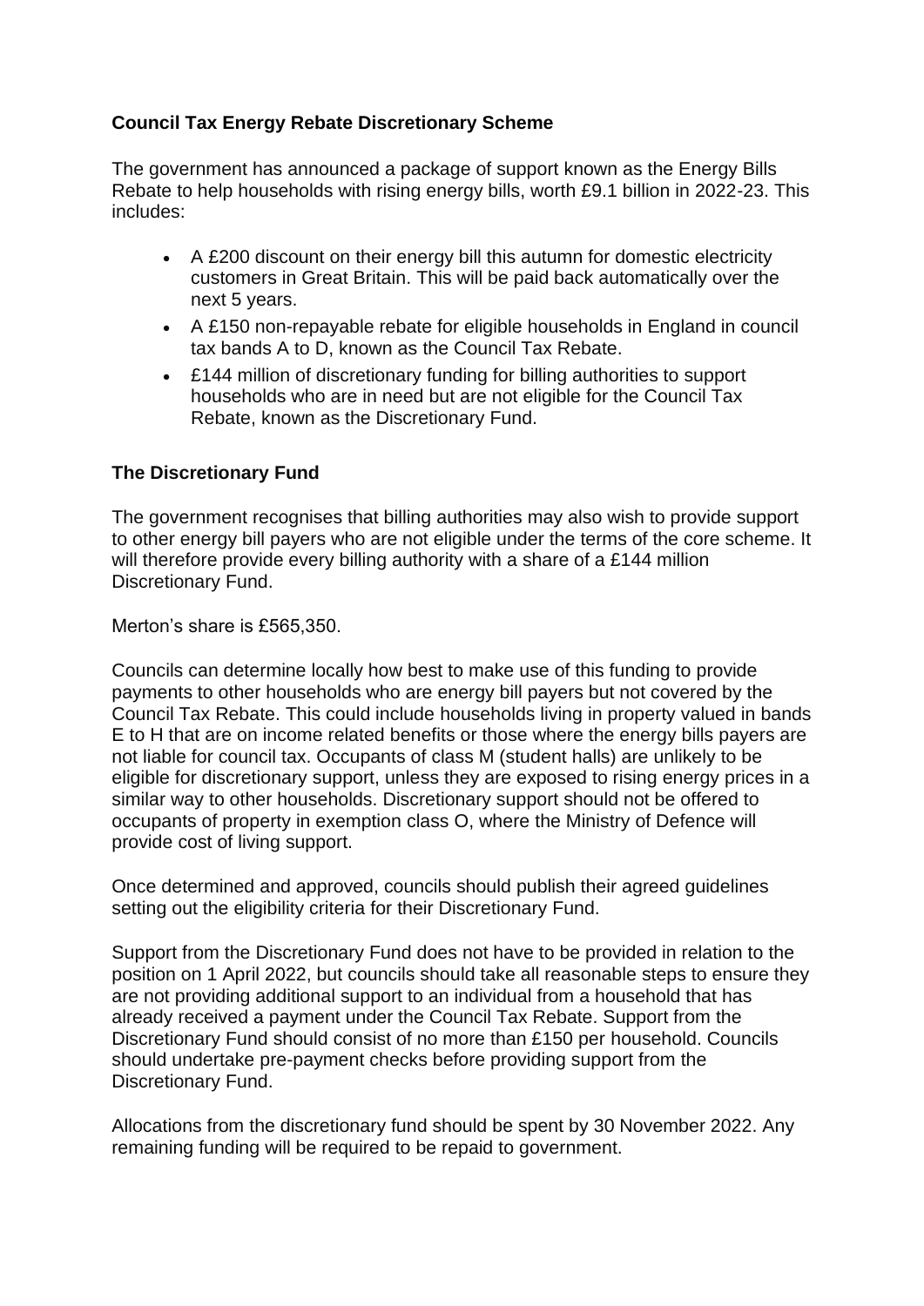**Council Tax Energy Rebate Discretionary Scheme**

The government has announced a package of support known as the Energy Bills Rebate to help households with rising energy bills, worth £9.1 billion in 2022-23. This includes:

- A £200 discount on their energy bill this autumn for domestic electricity customers in Great Britain. This will be paid back automatically over the next 5 years.
- A £150 non-repayable rebate for eligible households in England in council tax bands A to D, known as the Council Tax Rebate.
- £144 million of discretionary funding for billing authorities to support households who are in need but are not eligible for the Council Tax Rebate, known as the Discretionary Fund.

**The Discretionary Fund**

The government recognises that billing authorities may also wish to provide support to other energy bill payers who are not eligible under the terms of the core scheme. It will therefore provide every billing authority with a share of a £144 million Discretionary Fund.

Merton's share is £565,350.

Councils can determine locally how best to make use of this funding to provide payments to other households who are energy bill payers but not covered by the Council Tax Rebate. This could include households living in property valued in bands E to H that are on income related benefits or those where the energy bills payers are not liable for council tax. Occupants of class M (student halls) are unlikely to be eligible for discretionary support, unless they are exposed to rising energy prices in a similar way to other households. Discretionary support should not be offered to occupants of property in exemption class O, where the Ministry of Defence will provide cost of living support.

Once determined and approved, councils should publish their agreed guidelines setting out the eligibility criteria for their Discretionary Fund.

Support from the Discretionary Fund does not have to be provided in relation to the position on 1 April 2022, but councils should take all reasonable steps to ensure they are not providing additional support to an individual from a household that has already received a payment under the Council Tax Rebate. Support from the Discretionary Fund should consist of no more than £150 per household. Councils should undertake pre-payment checks before providing support from the Discretionary Fund.

Allocations from the discretionary fund should be spent by 30 November 2022. Any remaining funding will be required to be repaid to government.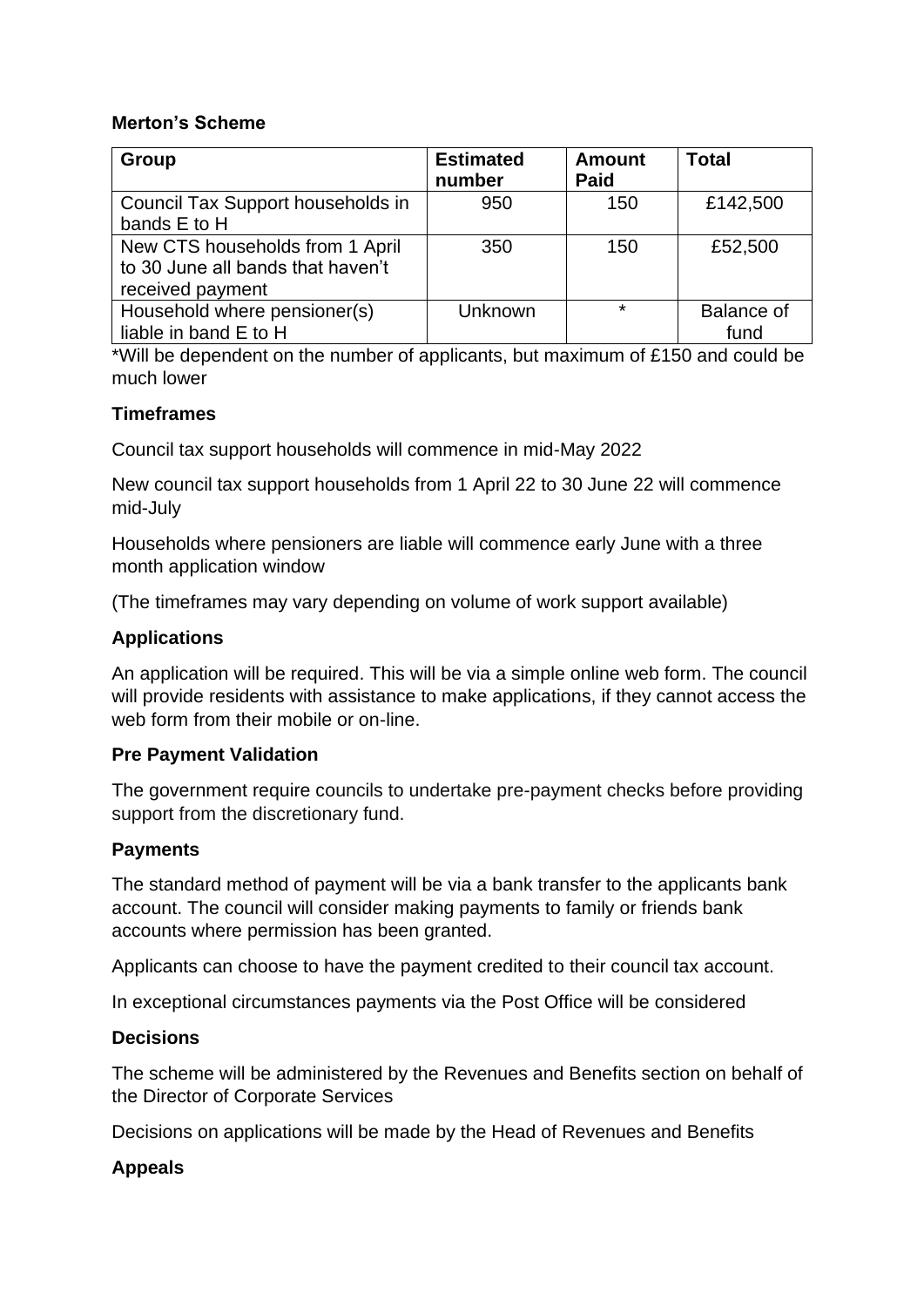**Merton's Scheme**

| Group | Estimated number | Amount Paid | Total |
|---|---|---|---|
| Council Tax Support households in bands E to H | 950 | 150 | £142,500 |
| New CTS households from 1 April to 30 June all bands that haven't received payment | 350 | 150 | £52,500 |
| Household where pensioner(s) liable in band E to H | Unknown | * | Balance of fund |

*Will be dependent on the number of applicants, but maximum of £150 and could be much lower

**Timeframes**

Council tax support households will commence in mid-May 2022

New council tax support households from 1 April 22 to 30 June 22 will commence mid-July

Households where pensioners are liable will commence early June with a three month application window

(The timeframes may vary depending on volume of work support available)

**Applications**

An application will be required. This will be via a simple online web form. The council will provide residents with assistance to make applications, if they cannot access the web form from their mobile or on-line.

**Pre Payment Validation**

The government require councils to undertake pre-payment checks before providing support from the discretionary fund.

**Payments**

The standard method of payment will be via a bank transfer to the applicants bank account. The council will consider making payments to family or friends bank accounts where permission has been granted.

Applicants can choose to have the payment credited to their council tax account.

In exceptional circumstances payments via the Post Office will be considered

**Decisions**

The scheme will be administered by the Revenues and Benefits section on behalf of the Director of Corporate Services

Decisions on applications will be made by the Head of Revenues and Benefits

**Appeals**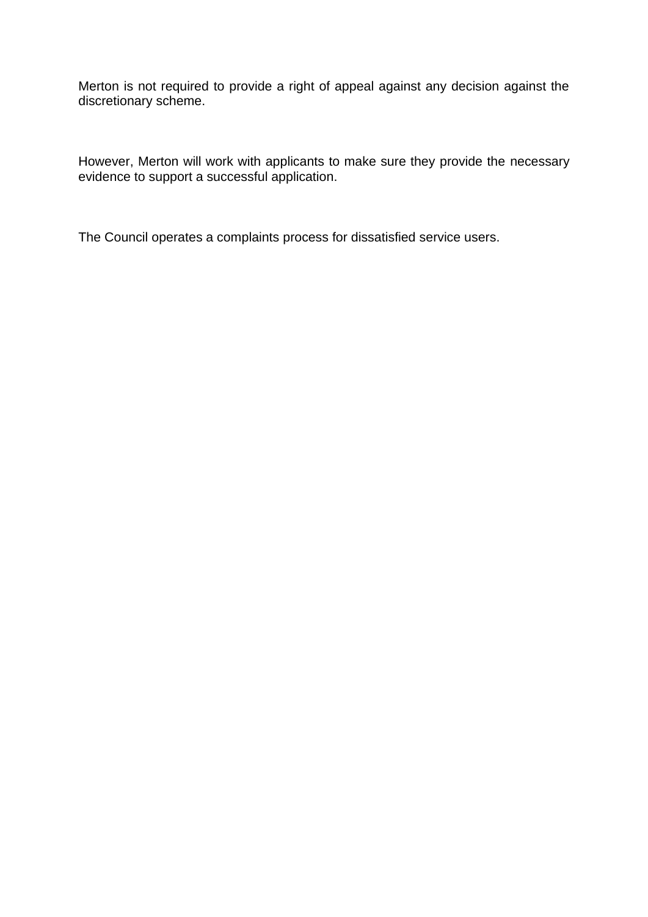Merton is not required to provide a right of appeal against any decision against the discretionary scheme.

However, Merton will work with applicants to make sure they provide the necessary evidence to support a successful application.

The Council operates a complaints process for dissatisfied service users.